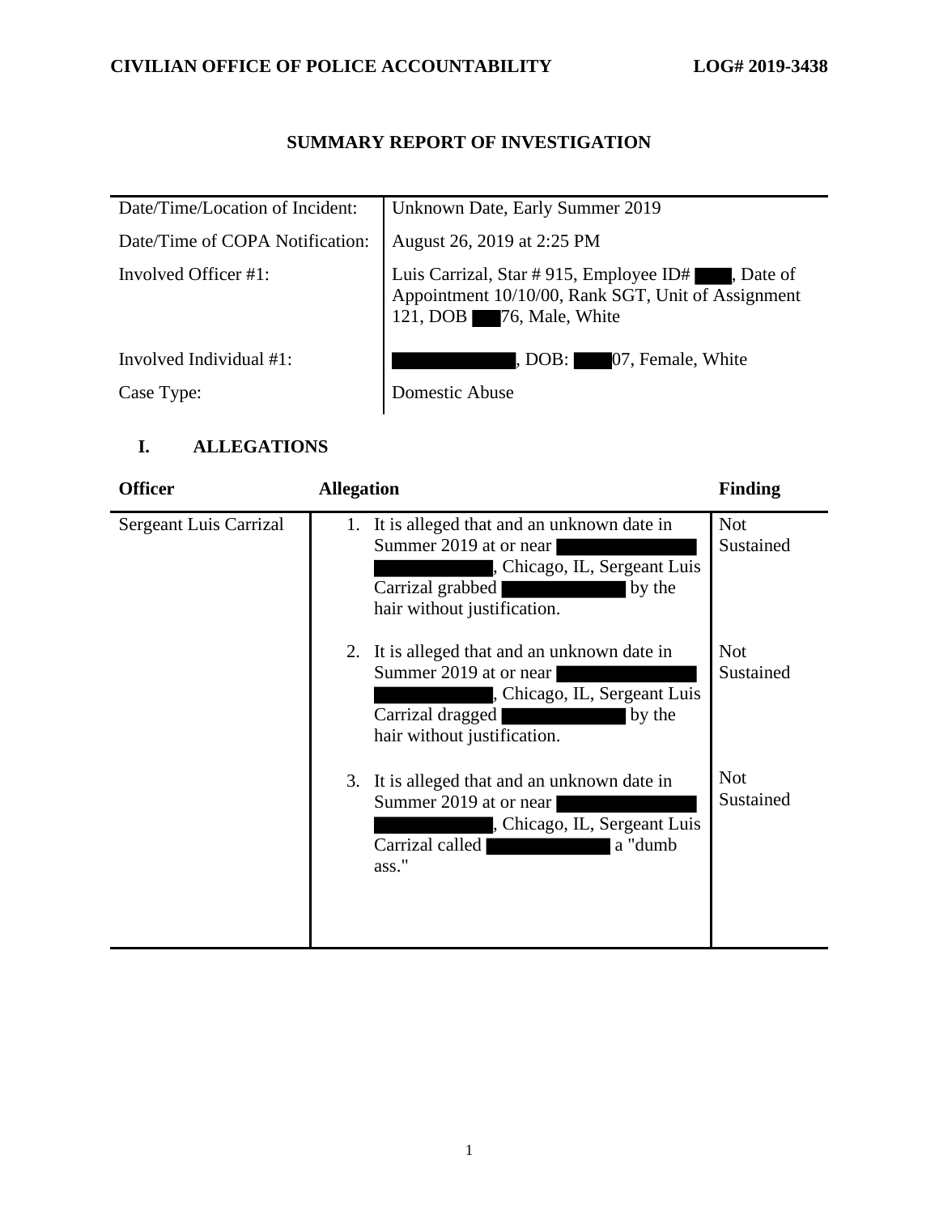CIVILIAN OFFICE OF POLICE ACCOUNTABILITY LOG# 2019-3438

# SUMMARY REPORT OF INVESTIGATION

| | |
|---|---|
| Date/Time/Location of Incident: | Unknown Date, Early Summer 2019 |
| Date/Time of COPA Notification: | August 26, 2019 at 2:25 PM |
| Involved Officer #1: | Luis Carrizal, Star # 915, Employee ID# ████, Date of Appointment 10/10/00, Rank SGT, Unit of Assignment 121, DOB ███76, Male, White |
| Involved Individual #1: | ████████████, DOB: ████07, Female, White |
| Case Type: | Domestic Abuse |

## I. ALLEGATIONS

| Officer | Allegation | Finding |
|---|---|---|
| Sergeant Luis Carrizal | 1. It is alleged that and an unknown date in Summer 2019 at or near ████████████████████████, Chicago, IL, Sergeant Luis Carrizal grabbed ████████████ by the hair without justification. | Not Sustained |
| | 2. It is alleged that and an unknown date in Summer 2019 at or near ████████████████████████, Chicago, IL, Sergeant Luis Carrizal dragged ████████████ by the hair without justification. | Not Sustained |
| | 3. It is alleged that and an unknown date in Summer 2019 at or near ████████████████████████, Chicago, IL, Sergeant Luis Carrizal called ████████████ a "dumb ass." | Not Sustained |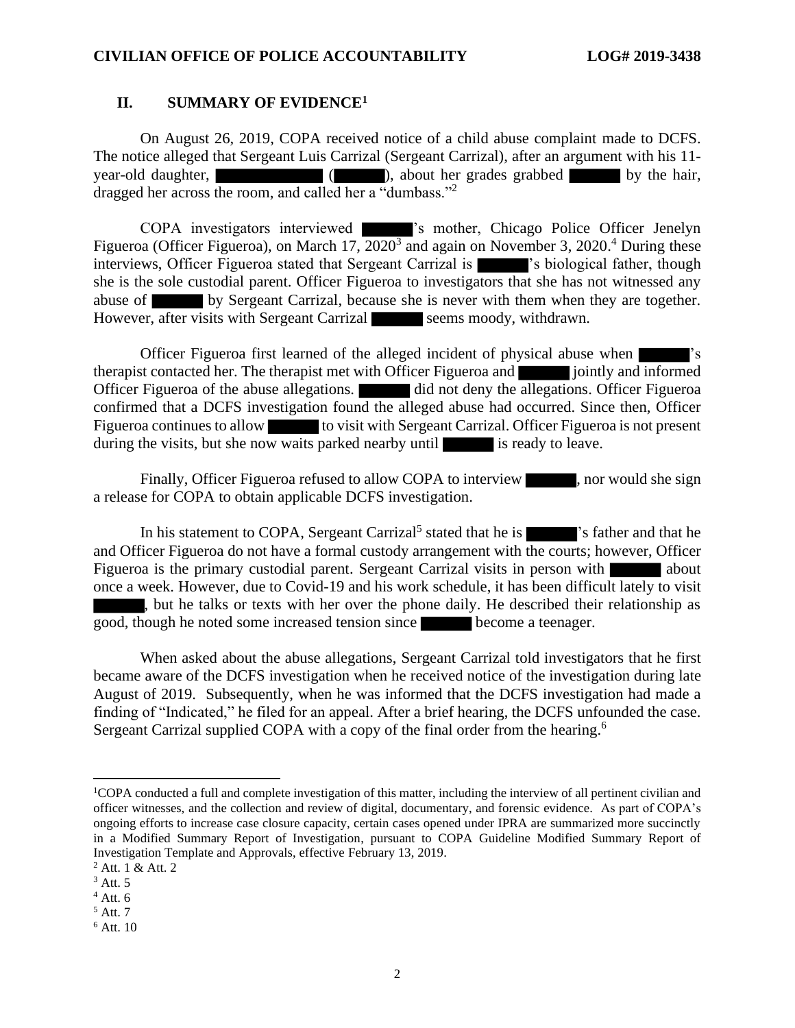## II. SUMMARY OF EVIDENCE[1]

On August 26, 2019, COPA received notice of a child abuse complaint made to DCFS. The notice alleged that Sergeant Luis Carrizal (Sergeant Carrizal), after an argument with his 11-year-old daughter, ██████████ (██████), about her grades grabbed ██████ by the hair, dragged her across the room, and called her a "dumbass."[2]

COPA investigators interviewed ██████'s mother, Chicago Police Officer Jenelyn Figueroa (Officer Figueroa), on March 17, 2020[3] and again on November 3, 2020.[4] During these interviews, Officer Figueroa stated that Sergeant Carrizal is ██████'s biological father, though she is the sole custodial parent. Officer Figueroa to investigators that she has not witnessed any abuse of ██████ by Sergeant Carrizal, because she is never with them when they are together. However, after visits with Sergeant Carrizal ██████ seems moody, withdrawn.

Officer Figueroa first learned of the alleged incident of physical abuse when ██████'s therapist contacted her. The therapist met with Officer Figueroa and ██████ jointly and informed Officer Figueroa of the abuse allegations. ██████ did not deny the allegations. Officer Figueroa confirmed that a DCFS investigation found the alleged abuse had occurred. Since then, Officer Figueroa continues to allow ██████ to visit with Sergeant Carrizal. Officer Figueroa is not present during the visits, but she now waits parked nearby until ██████ is ready to leave.

Finally, Officer Figueroa refused to allow COPA to interview ██████, nor would she sign a release for COPA to obtain applicable DCFS investigation.

In his statement to COPA, Sergeant Carrizal[5] stated that he is ██████'s father and that he and Officer Figueroa do not have a formal custody arrangement with the courts; however, Officer Figueroa is the primary custodial parent. Sergeant Carrizal visits in person with ██████ about once a week. However, due to Covid-19 and his work schedule, it has been difficult lately to visit ██████, but he talks or texts with her over the phone daily. He described their relationship as good, though he noted some increased tension since ██████ become a teenager.

When asked about the abuse allegations, Sergeant Carrizal told investigators that he first became aware of the DCFS investigation when he received notice of the investigation during late August of 2019. Subsequently, when he was informed that the DCFS investigation had made a finding of "Indicated," he filed for an appeal. After a brief hearing, the DCFS unfounded the case. Sergeant Carrizal supplied COPA with a copy of the final order from the hearing.[6]

---

[1] COPA conducted a full and complete investigation of this matter, including the interview of all pertinent civilian and officer witnesses, and the collection and review of digital, documentary, and forensic evidence. As part of COPA's ongoing efforts to increase case closure capacity, certain cases opened under IPRA are summarized more succinctly in a Modified Summary Report of Investigation, pursuant to COPA Guideline Modified Summary Report of Investigation Template and Approvals, effective February 13, 2019.

[2] Att. 1 & Att. 2

[3] Att. 5

[4] Att. 6

[5] Att. 7

[6] Att. 10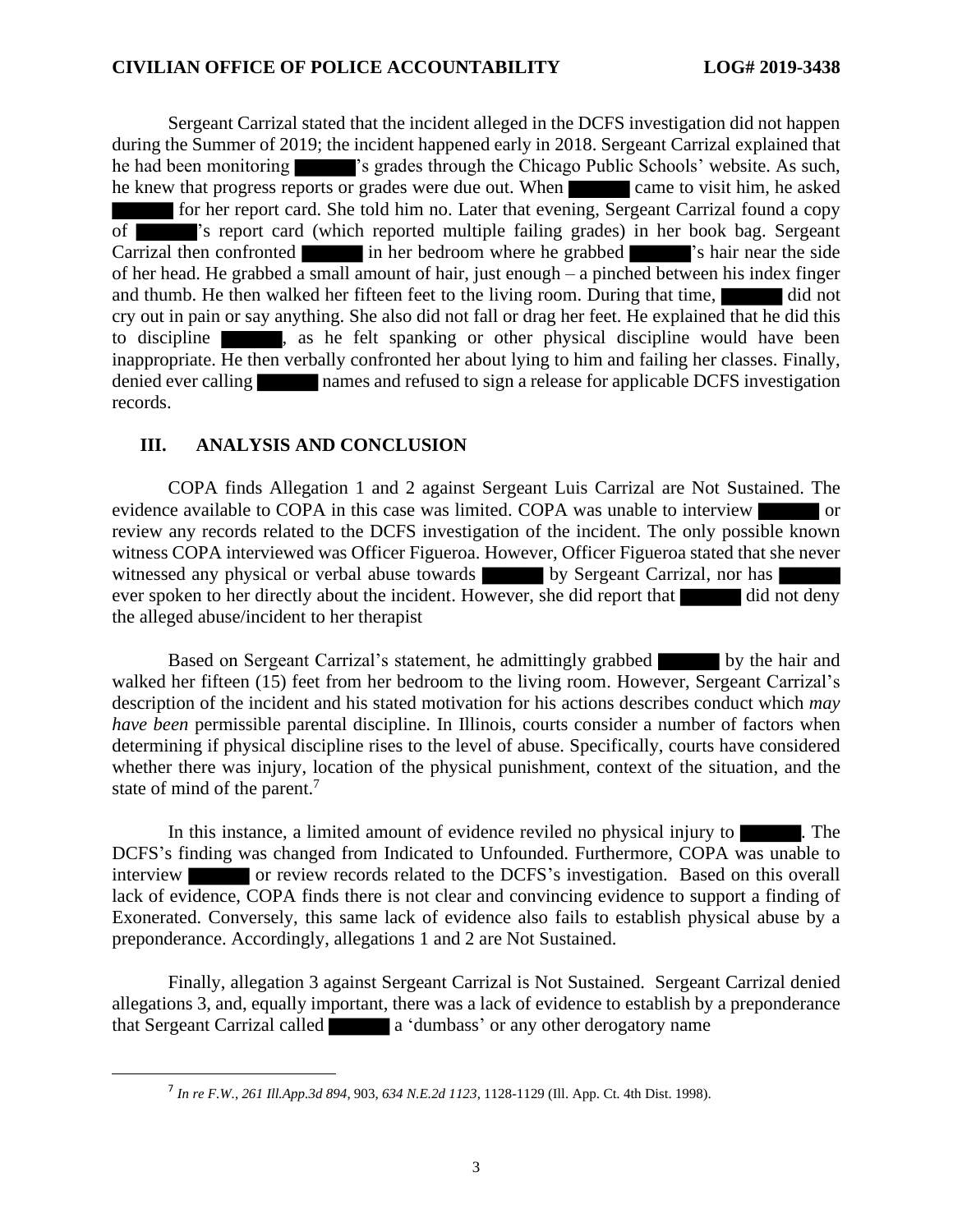Sergeant Carrizal stated that the incident alleged in the DCFS investigation did not happen during the Summer of 2019; the incident happened early in 2018. Sergeant Carrizal explained that he had been monitoring ██████'s grades through the Chicago Public Schools' website. As such, he knew that progress reports or grades were due out. When ██████ came to visit him, he asked ██████ for her report card. She told him no. Later that evening, Sergeant Carrizal found a copy of ██████'s report card (which reported multiple failing grades) in her book bag. Sergeant Carrizal then confronted ██████ in her bedroom where he grabbed ██████'s hair near the side of her head. He grabbed a small amount of hair, just enough – a pinched between his index finger and thumb. He then walked her fifteen feet to the living room. During that time, ██████ did not cry out in pain or say anything. She also did not fall or drag her feet. He explained that he did this to discipline ██████, as he felt spanking or other physical discipline would have been inappropriate. He then verbally confronted her about lying to him and failing her classes. Finally, denied ever calling ██████ names and refused to sign a release for applicable DCFS investigation records.

## III. ANALYSIS AND CONCLUSION

COPA finds Allegation 1 and 2 against Sergeant Luis Carrizal are Not Sustained. The evidence available to COPA in this case was limited. COPA was unable to interview ██████ or review any records related to the DCFS investigation of the incident. The only possible known witness COPA interviewed was Officer Figueroa. However, Officer Figueroa stated that she never witnessed any physical or verbal abuse towards ██████ by Sergeant Carrizal, nor has ██████ ever spoken to her directly about the incident. However, she did report that ██████ did not deny the alleged abuse/incident to her therapist

Based on Sergeant Carrizal's statement, he admittingly grabbed ██████ by the hair and walked her fifteen (15) feet from her bedroom to the living room. However, Sergeant Carrizal's description of the incident and his stated motivation for his actions describes conduct which *may have been* permissible parental discipline. In Illinois, courts consider a number of factors when determining if physical discipline rises to the level of abuse. Specifically, courts have considered whether there was injury, location of the physical punishment, context of the situation, and the state of mind of the parent.[7]

In this instance, a limited amount of evidence reviled no physical injury to ██████. The DCFS's finding was changed from Indicated to Unfounded. Furthermore, COPA was unable to interview ██████ or review records related to the DCFS's investigation. Based on this overall lack of evidence, COPA finds there is not clear and convincing evidence to support a finding of Exonerated. Conversely, this same lack of evidence also fails to establish physical abuse by a preponderance. Accordingly, allegations 1 and 2 are Not Sustained.

Finally, allegation 3 against Sergeant Carrizal is Not Sustained. Sergeant Carrizal denied allegations 3, and, equally important, there was a lack of evidence to establish by a preponderance that Sergeant Carrizal called ██████ a 'dumbass' or any other derogatory name

---

[7] *In re F.W.*, *261 Ill.App.3d 894*, 903, *634 N.E.2d 1123*, 1128-1129 (Ill. App. Ct. 4th Dist. 1998).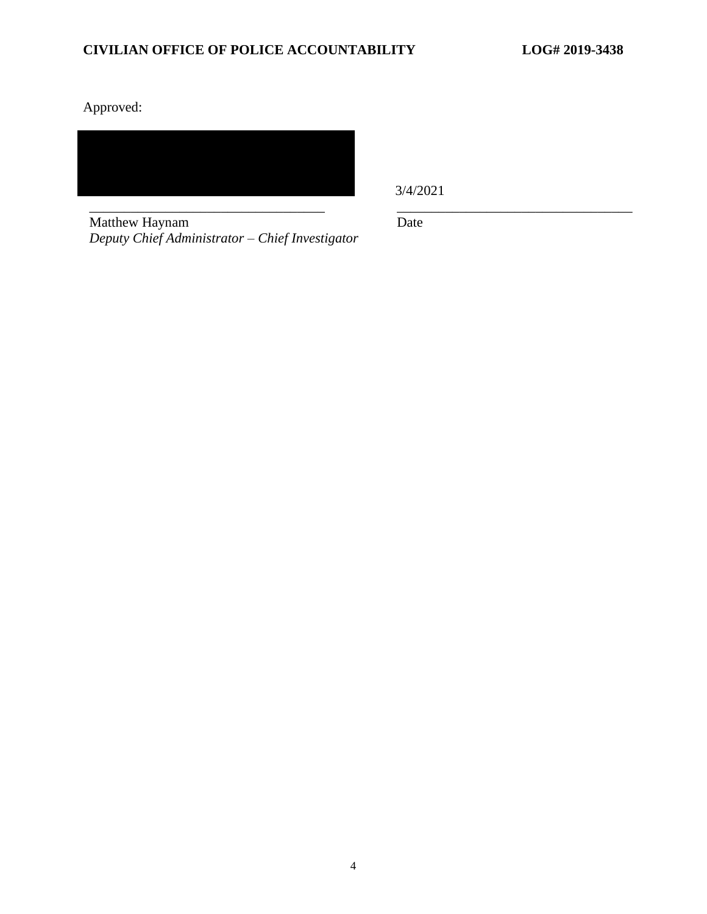Approved:

3/4/2021

\_\_\_\_\_\_\_\_\_\_\_\_\_\_\_\_\_\_\_\_\_\_\_\_\_\_\_\_\_\_\_\_\_\_

Matthew Haynam
*Deputy Chief Administrator – Chief Investigator*

\_\_\_\_\_\_\_\_\_\_\_\_\_\_\_\_\_\_\_\_\_\_\_\_\_\_\_\_\_\_\_\_\_\_

Date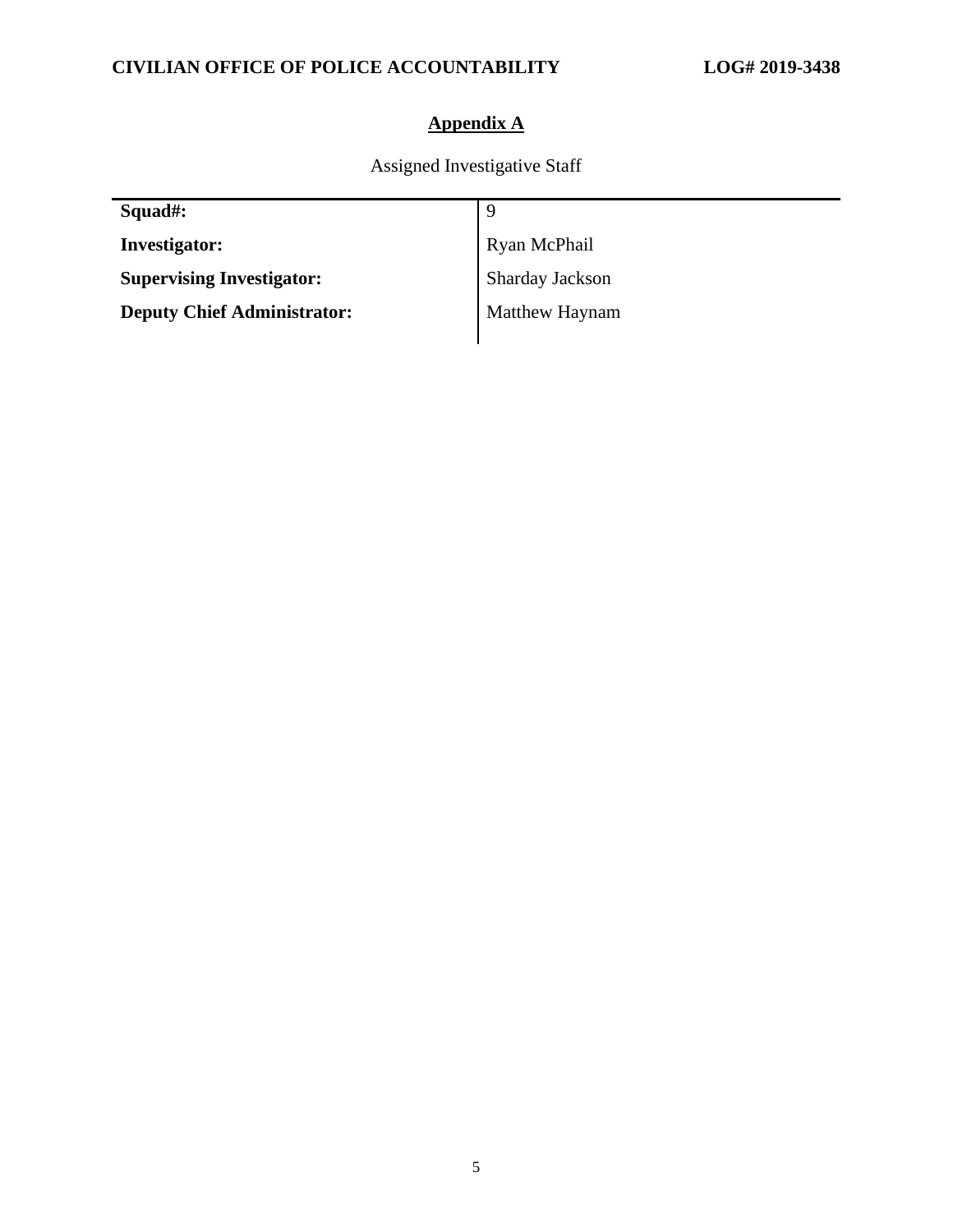## Appendix A

Assigned Investigative Staff

| | |
|---|---|
| **Squad#:** | 9 |
| **Investigator:** | Ryan McPhail |
| **Supervising Investigator:** | Sharday Jackson |
| **Deputy Chief Administrator:** | Matthew Haynam |